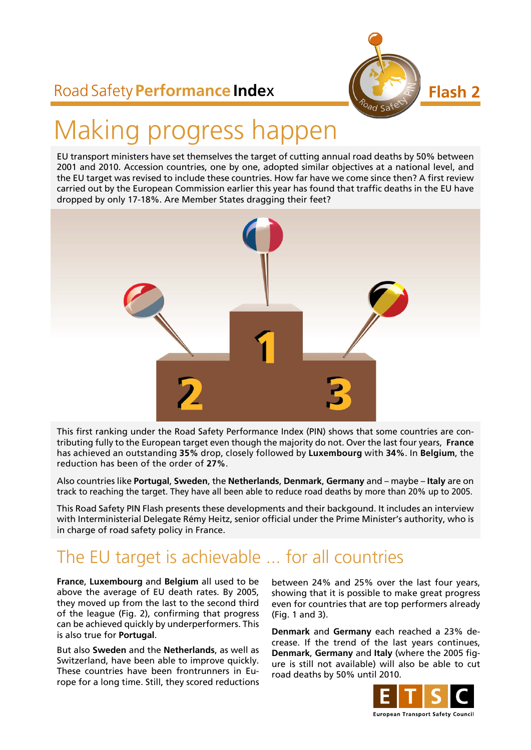Road Safety **Performance Index** — **Flash 2**

# Making progress happen

EU transport ministers have set themselves the target of cutting annual road deaths by 50% between 2001 and 2010. Accession countries, one by one, adopted similar objectives at a national level, and the EU target was revised to include these countries. How far have we come since then? A first review carried out by the European Commission earlier this year has found that traffic deaths in the EU have dropped by only 17-18%. Are Member States dragging their feet?

This first ranking under the Road Safety Performance Index (PIN) shows that some countries are contributing fully to the European target even though the majority do not. Over the last four years, **France** has achieved an outstanding **35%** drop, closely followed by **Luxembourg** with **34%**. In **Belgium**, the reduction has been of the order of **27%**.

Also countries like **Portugal**, **Sweden**, the **Netherlands**, **Denmark**, **Germany** and – maybe – **Italy** are on track to reaching the target. They have all been able to reduce road deaths by more than 20% up to 2005.

This Road Safety PIN Flash presents these developments and their backgound. It includes an interview with Interministerial Delegate Rémy Heitz, senior official under the Prime Minister's authority, who is in charge of road safety policy in France.

## The EU target is achievable ... for all countries

**France**, **Luxembourg** and **Belgium** all used to be above the average of EU death rates. By 2005, they moved up from the last to the second third of the league (Fig. 2), confirming that progress can be achieved quickly by underperformers. This is also true for **Portugal**.

But also **Sweden** and the **Netherlands**, as well as Switzerland, have been able to improve quickly. These countries have been frontrunners in Europe for a long time. Still, they scored reductions between 24% and 25% over the last four years, showing that it is possible to make great progress even for countries that are top performers already (Fig. 1 and 3).

**Denmark** and **Germany** each reached a 23% decrease. If the trend of the last years continues, **Denmark**, **Germany** and **Italy** (where the 2005 figure is still not available) will also be able to cut road deaths by 50% until 2010.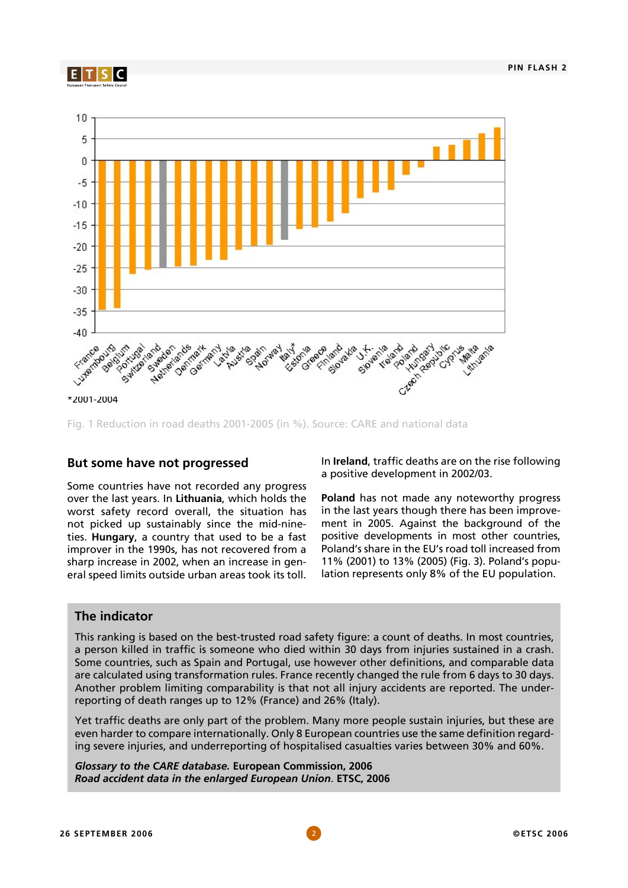*2001-2004

Fig. 1 Reduction in road deaths 2001-2005 (in %). Source: CARE and national data

## But some have not progressed

Some countries have not recorded any progress over the last years. In **Lithuania**, which holds the worst safety record overall, the situation has not picked up sustainably since the mid-nineties. **Hungary**, a country that used to be a fast improver in the 1990s, has not recovered from a sharp increase in 2002, when an increase in general speed limits outside urban areas took its toll.

In **Ireland**, traffic deaths are on the rise following a positive development in 2002/03.

**Poland** has not made any noteworthy progress in the last years though there has been improvement in 2005. Against the background of the positive developments in most other countries, Poland's share in the EU's road toll increased from 11% (2001) to 13% (2005) (Fig. 3). Poland's population represents only 8% of the EU population.

## The indicator

This ranking is based on the best-trusted road safety figure: a count of deaths. In most countries, a person killed in traffic is someone who died within 30 days from injuries sustained in a crash. Some countries, such as Spain and Portugal, use however other definitions, and comparable data are calculated using transformation rules. France recently changed the rule from 6 days to 30 days. Another problem limiting comparability is that not all injury accidents are reported. The underreporting of death ranges up to 12% (France) and 26% (Italy).

Yet traffic deaths are only part of the problem. Many more people sustain injuries, but these are even harder to compare internationally. Only 8 European countries use the same definition regarding severe injuries, and underreporting of hospitalised casualties varies between 30% and 60%.

***Glossary to the CARE database.*** **European Commission, 2006**
***Road accident data in the enlarged European Union*****. ETSC, 2006**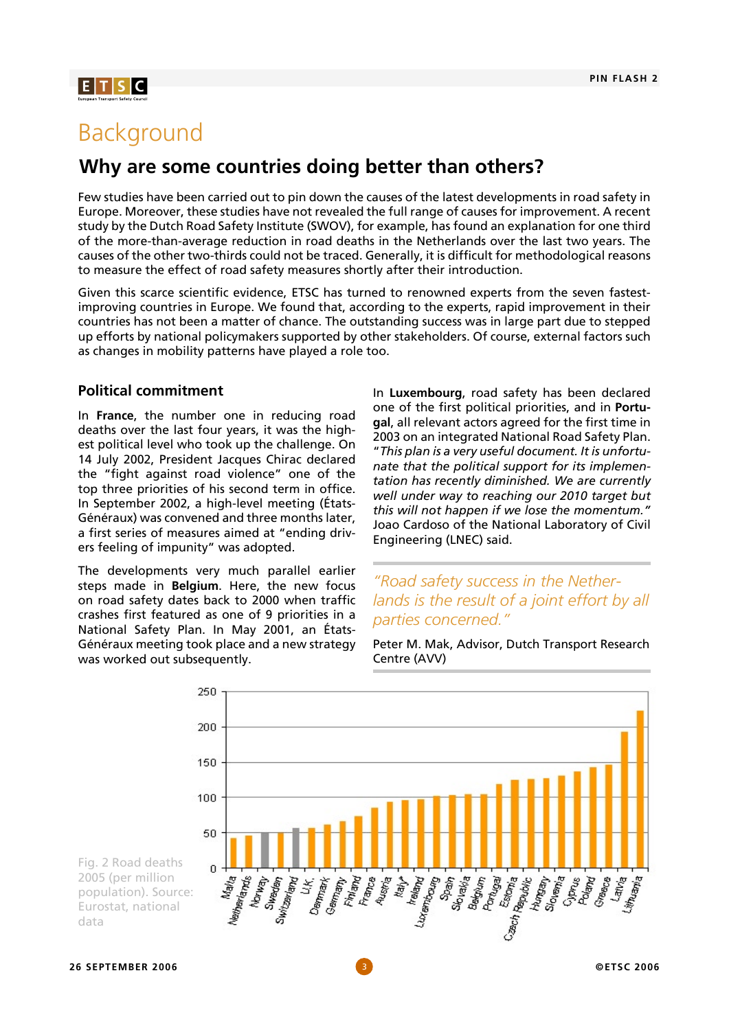# Background

## Why are some countries doing better than others?

Few studies have been carried out to pin down the causes of the latest developments in road safety in Europe. Moreover, these studies have not revealed the full range of causes for improvement. A recent study by the Dutch Road Safety Institute (SWOV), for example, has found an explanation for one third of the more-than-average reduction in road deaths in the Netherlands over the last two years. The causes of the other two-thirds could not be traced. Generally, it is difficult for methodological reasons to measure the effect of road safety measures shortly after their introduction.

Given this scarce scientific evidence, ETSC has turned to renowned experts from the seven fastest-improving countries in Europe. We found that, according to the experts, rapid improvement in their countries has not been a matter of chance. The outstanding success was in large part due to stepped up efforts by national policymakers supported by other stakeholders. Of course, external factors such as changes in mobility patterns have played a role too.

### Political commitment

In **France**, the number one in reducing road deaths over the last four years, it was the highest political level who took up the challenge. On 14 July 2002, President Jacques Chirac declared the "fight against road violence" one of the top three priorities of his second term in office. In September 2002, a high-level meeting (États-Généraux) was convened and three months later, a first series of measures aimed at "ending drivers feeling of impunity" was adopted.

The developments very much parallel earlier steps made in **Belgium**. Here, the new focus on road safety dates back to 2000 when traffic crashes first featured as one of 9 priorities in a National Safety Plan. In May 2001, an États-Généraux meeting took place and a new strategy was worked out subsequently.

In **Luxembourg**, road safety has been declared one of the first political priorities, and in **Portugal**, all relevant actors agreed for the first time in 2003 on an integrated National Road Safety Plan. "*This plan is a very useful document. It is unfortunate that the political support for its implementation has recently diminished. We are currently well under way to reaching our 2010 target but this will not happen if we lose the momentum.*" Joao Cardoso of the National Laboratory of Civil Engineering (LNEC) said.

> *"Road safety success in the Netherlands is the result of a joint effort by all parties concerned."*
>
> Peter M. Mak, Advisor, Dutch Transport Research Centre (AVV)

Fig. 2 Road deaths 2005 (per million population). Source: Eurostat, national data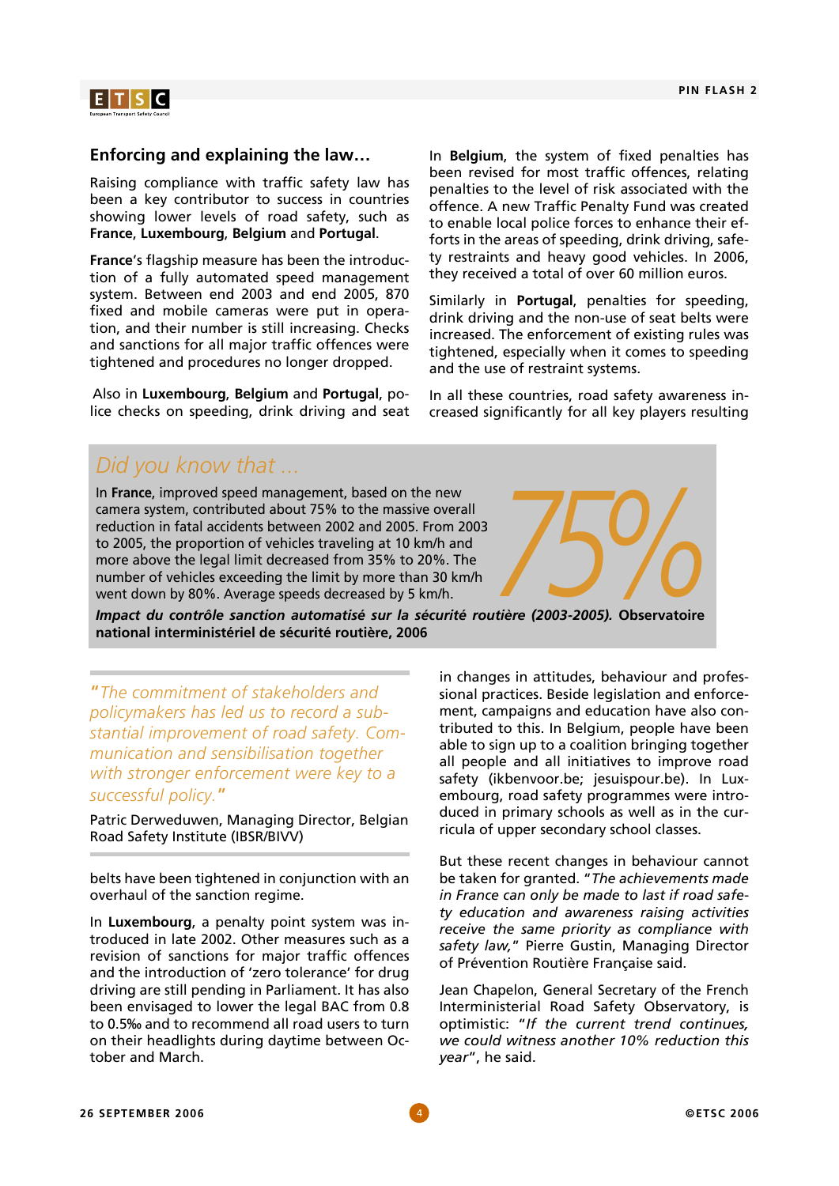## Enforcing and explaining the law…

Raising compliance with traffic safety law has been a key contributor to success in countries showing lower levels of road safety, such as **France**, **Luxembourg**, **Belgium** and **Portugal**.

**France**'s flagship measure has been the introduction of a fully automated speed management system. Between end 2003 and end 2005, 870 fixed and mobile cameras were put in operation, and their number is still increasing. Checks and sanctions for all major traffic offences were tightened and procedures no longer dropped.

Also in **Luxembourg**, **Belgium** and **Portugal**, police checks on speeding, drink driving and seat belts have been tightened in conjunction with an overhaul of the sanction regime.

In **Luxembourg**, a penalty point system was introduced in late 2002. Other measures such as a revision of sanctions for major traffic offences and the introduction of 'zero tolerance' for drug driving are still pending in Parliament. It has also been envisaged to lower the legal BAC from 0.8 to 0.5‰ and to recommend all road users to turn on their headlights during daytime between October and March.

In **Belgium**, the system of fixed penalties has been revised for most traffic offences, relating penalties to the level of risk associated with the offence. A new Traffic Penalty Fund was created to enable local police forces to enhance their efforts in the areas of speeding, drink driving, safety restraints and heavy good vehicles. In 2006, they received a total of over 60 million euros.

Similarly in **Portugal**, penalties for speeding, drink driving and the non-use of seat belts were increased. The enforcement of existing rules was tightened, especially when it comes to speeding and the use of restraint systems.

In all these countries, road safety awareness increased significantly for all key players resulting in changes in attitudes, behaviour and professional practices. Beside legislation and enforcement, campaigns and education have also contributed to this. In Belgium, people have been able to sign up to a coalition bringing together all people and all initiatives to improve road safety (ikbenvoor.be; jesuispour.be). In Luxembourg, road safety programmes were introduced in primary schools as well as in the curricula of upper secondary school classes.

But these recent changes in behaviour cannot be taken for granted. "*The achievements made in France can only be made to last if road safety education and awareness raising activities receive the same priority as compliance with safety law,*" Pierre Gustin, Managing Director of Prévention Routière Française said.

Jean Chapelon, General Secretary of the French Interministerial Road Safety Observatory, is optimistic: "*If the current trend continues, we could witness another 10% reduction this year*", he said.

### *Did you know that …*

In **France**, improved speed management, based on the new camera system, contributed about 75% to the massive overall reduction in fatal accidents between 2002 and 2005. From 2003 to 2005, the proportion of vehicles traveling at 10 km/h and more above the legal limit decreased from 35% to 20%. The number of vehicles exceeding the limit by more than 30 km/h went down by 80%. Average speeds decreased by 5 km/h.

75%

***Impact du contrôle sanction automatisé sur la sécurité routière (2003-2005).* Observatoire national interministériel de sécurité routière, 2006**

> *"The commitment of stakeholders and policymakers has led us to record a substantial improvement of road safety. Communication and sensibilisation together with stronger enforcement were key to a successful policy."*
>
> Patric Derweduwen, Managing Director, Belgian Road Safety Institute (IBSR/BIVV)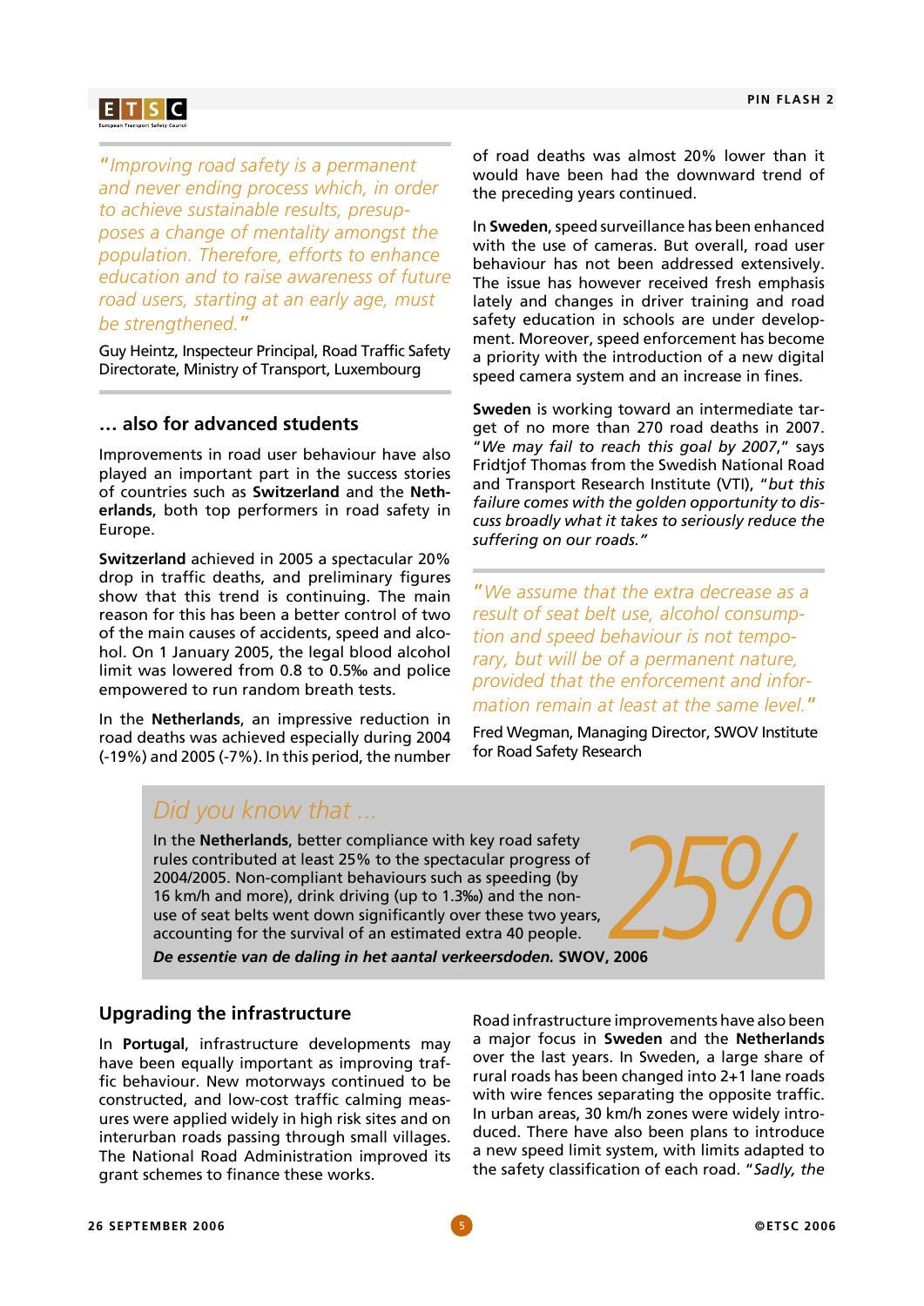*"Improving road safety is a permanent and never ending process which, in order to achieve sustainable results, presupposes a change of mentality amongst the population. Therefore, efforts to enhance education and to raise awareness of future road users, starting at an early age, must be strengthened."*

Guy Heintz, Inspecteur Principal, Road Traffic Safety Directorate, Ministry of Transport, Luxembourg

## … also for advanced students

Improvements in road user behaviour have also played an important part in the success stories of countries such as **Switzerland** and the **Netherlands**, both top performers in road safety in Europe.

**Switzerland** achieved in 2005 a spectacular 20% drop in traffic deaths, and preliminary figures show that this trend is continuing. The main reason for this has been a better control of two of the main causes of accidents, speed and alcohol. On 1 January 2005, the legal blood alcohol limit was lowered from 0.8 to 0.5‰ and police empowered to run random breath tests.

In the **Netherlands**, an impressive reduction in road deaths was achieved especially during 2004 (-19%) and 2005 (-7%). In this period, the number of road deaths was almost 20% lower than it would have been had the downward trend of the preceding years continued.

In **Sweden**, speed surveillance has been enhanced with the use of cameras. But overall, road user behaviour has not been addressed extensively. The issue has however received fresh emphasis lately and changes in driver training and road safety education in schools are under development. Moreover, speed enforcement has become a priority with the introduction of a new digital speed camera system and an increase in fines.

**Sweden** is working toward an intermediate target of no more than 270 road deaths in 2007. "*We may fail to reach this goal by 2007*," says Fridtjof Thomas from the Swedish National Road and Transport Research Institute (VTI), "*but this failure comes with the golden opportunity to discuss broadly what it takes to seriously reduce the suffering on our roads.*"

*"We assume that the extra decrease as a result of seat belt use, alcohol consumption and speed behaviour is not temporary, but will be of a permanent nature, provided that the enforcement and information remain at least at the same level."*

Fred Wegman, Managing Director, SWOV Institute for Road Safety Research

### *Did you know that …*

In the **Netherlands**, better compliance with key road safety rules contributed at least 25% to the spectacular progress of 2004/2005. Non-compliant behaviours such as speeding (by 16 km/h and more), drink driving (up to 1.3‰) and the non-use of seat belts went down significantly over these two years, accounting for the survival of an estimated extra 40 people.

***De essentie van de daling in het aantal verkeersdoden.*** **SWOV, 2006**

25%

## Upgrading the infrastructure

In **Portugal**, infrastructure developments may have been equally important as improving traffic behaviour. New motorways continued to be constructed, and low-cost traffic calming measures were applied widely in high risk sites and on interurban roads passing through small villages. The National Road Administration improved its grant schemes to finance these works.

Road infrastructure improvements have also been a major focus in **Sweden** and the **Netherlands** over the last years. In Sweden, a large share of rural roads has been changed into 2+1 lane roads with wire fences separating the opposite traffic. In urban areas, 30 km/h zones were widely introduced. There have also been plans to introduce a new speed limit system, with limits adapted to the safety classification of each road. "*Sadly, the*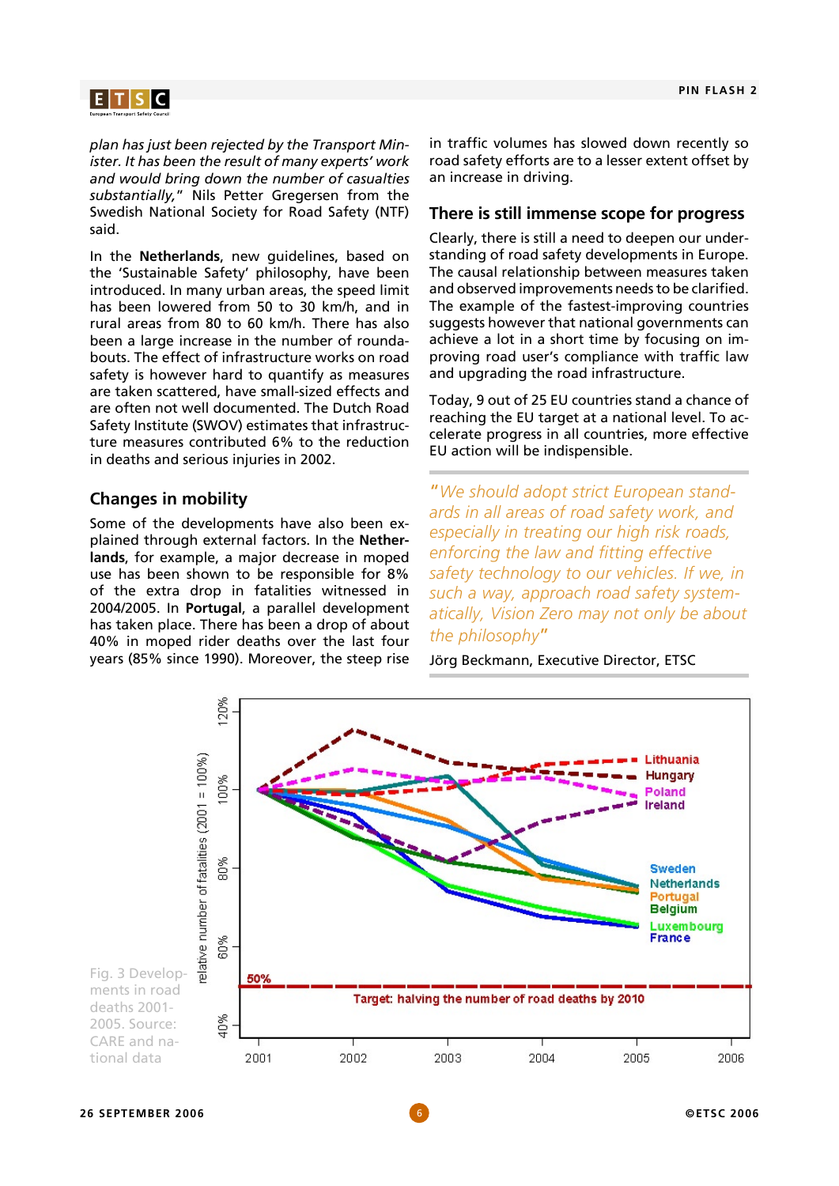*plan has just been rejected by the Transport Minister. It has been the result of many experts' work and would bring down the number of casualties substantially,"* Nils Petter Gregersen from the Swedish National Society for Road Safety (NTF) said.

In the **Netherlands**, new guidelines, based on the 'Sustainable Safety' philosophy, have been introduced. In many urban areas, the speed limit has been lowered from 50 to 30 km/h, and in rural areas from 80 to 60 km/h. There has also been a large increase in the number of roundabouts. The effect of infrastructure works on road safety is however hard to quantify as measures are taken scattered, have small-sized effects and are often not well documented. The Dutch Road Safety Institute (SWOV) estimates that infrastructure measures contributed 6% to the reduction in deaths and serious injuries in 2002.

## Changes in mobility

Some of the developments have also been explained through external factors. In the **Netherlands**, for example, a major decrease in moped use has been shown to be responsible for 8% of the extra drop in fatalities witnessed in 2004/2005. In **Portugal**, a parallel development has taken place. There has been a drop of about 40% in moped rider deaths over the last four years (85% since 1990). Moreover, the steep rise in traffic volumes has slowed down recently so road safety efforts are to a lesser extent offset by an increase in driving.

## There is still immense scope for progress

Clearly, there is still a need to deepen our understanding of road safety developments in Europe. The causal relationship between measures taken and observed improvements needs to be clarified. The example of the fastest-improving countries suggests however that national governments can achieve a lot in a short time by focusing on improving road user's compliance with traffic law and upgrading the road infrastructure.

Today, 9 out of 25 EU countries stand a chance of reaching the EU target at a national level. To accelerate progress in all countries, more effective EU action will be indispensable.

> *"We should adopt strict European standards in all areas of road safety work, and especially in treating our high risk roads, enforcing the law and fitting effective safety technology to our vehicles. If we, in such a way, approach road safety systematically, Vision Zero may not only be about the philosophy"*
>
> Jörg Beckmann, Executive Director, ETSC

Fig. 3 Developments in road deaths 2001-2005. Source: CARE and national data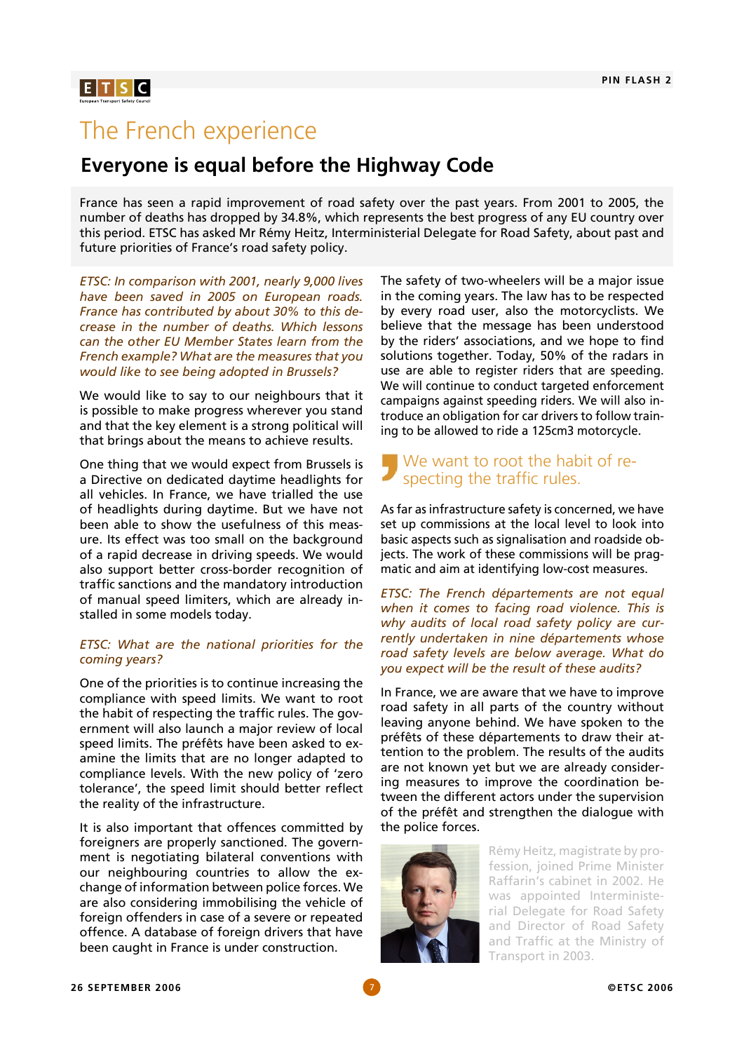# The French experience

## Everyone is equal before the Highway Code

France has seen a rapid improvement of road safety over the past years. From 2001 to 2005, the number of deaths has dropped by 34.8%, which represents the best progress of any EU country over this period. ETSC has asked Mr Rémy Heitz, Interministerial Delegate for Road Safety, about past and future priorities of France's road safety policy.

*ETSC: In comparison with 2001, nearly 9,000 lives have been saved in 2005 on European roads. France has contributed by about 30% to this decrease in the number of deaths. Which lessons can the other EU Member States learn from the French example? What are the measures that you would like to see being adopted in Brussels?*

We would like to say to our neighbours that it is possible to make progress wherever you stand and that the key element is a strong political will that brings about the means to achieve results.

One thing that we would expect from Brussels is a Directive on dedicated daytime headlights for all vehicles. In France, we have trialled the use of headlights during daytime. But we have not been able to show the usefulness of this measure. Its effect was too small on the background of a rapid decrease in driving speeds. We would also support better cross-border recognition of traffic sanctions and the mandatory introduction of manual speed limiters, which are already installed in some models today.

*ETSC: What are the national priorities for the coming years?*

One of the priorities is to continue increasing the compliance with speed limits. We want to root the habit of respecting the traffic rules. The government will also launch a major review of local speed limits. The préfêts have been asked to examine the limits that are no longer adapted to compliance levels. With the new policy of 'zero tolerance', the speed limit should better reflect the reality of the infrastructure.

It is also important that offences committed by foreigners are properly sanctioned. The government is negotiating bilateral conventions with our neighbouring countries to allow the exchange of information between police forces. We are also considering immobilising the vehicle of foreign offenders in case of a severe or repeated offence. A database of foreign drivers that have been caught in France is under construction.

The safety of two-wheelers will be a major issue in the coming years. The law has to be respected by every road user, also the motorcyclists. We believe that the message has been understood by the riders' associations, and we hope to find solutions together. Today, 50% of the radars in use are able to register riders that are speeding. We will continue to conduct targeted enforcement campaigns against speeding riders. We will also introduce an obligation for car drivers to follow training to be allowed to ride a 125cm3 motorcycle.

> We want to root the habit of respecting the traffic rules.

As far as infrastructure safety is concerned, we have set up commissions at the local level to look into basic aspects such as signalisation and roadside objects. The work of these commissions will be pragmatic and aim at identifying low-cost measures.

*ETSC: The French départements are not equal when it comes to facing road violence. This is why audits of local road safety policy are currently undertaken in nine départements whose road safety levels are below average. What do you expect will be the result of these audits?*

In France, we are aware that we have to improve road safety in all parts of the country without leaving anyone behind. We have spoken to the préfêts of these départements to draw their attention to the problem. The results of the audits are not known yet but we are already considering measures to improve the coordination between the different actors under the supervision of the préfêt and strengthen the dialogue with the police forces.

Rémy Heitz, magistrate by profession, joined Prime Minister Raffarin's cabinet in 2002. He was appointed Interministerial Delegate for Road Safety and Director of Road Safety and Traffic at the Ministry of Transport in 2003.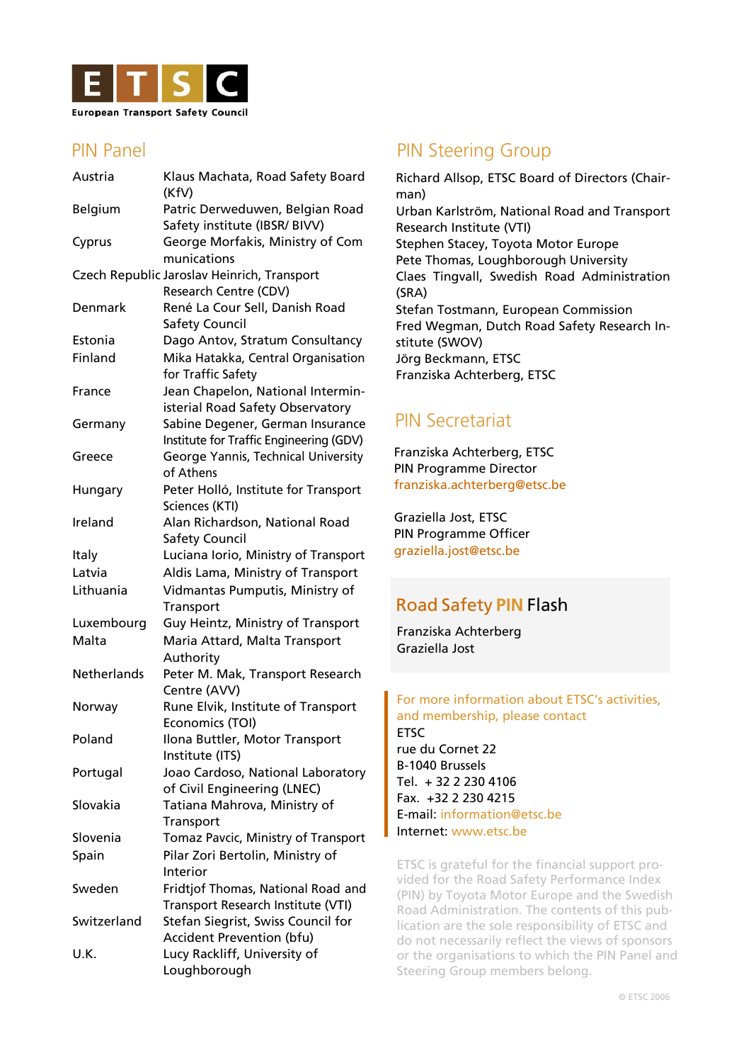**ETSC**

**European Transport Safety Council**

## PIN Panel

| | |
|---|---|
| Austria | Klaus Machata, Road Safety Board (KfV) |
| Belgium | Patric Derweduwen, Belgian Road Safety institute (IBSR/ BIVV) |
| Cyprus | George Morfakis, Ministry of Com munications |
| Czech Republic | Jaroslav Heinrich, Transport Research Centre (CDV) |
| Denmark | René La Cour Sell, Danish Road Safety Council |
| Estonia | Dago Antov, Stratum Consultancy |
| Finland | Mika Hatakka, Central Organisation for Traffic Safety |
| France | Jean Chapelon, National Interministerial Road Safety Observatory |
| Germany | Sabine Degener, German Insurance Institute for Traffic Engineering (GDV) |
| Greece | George Yannis, Technical University of Athens |
| Hungary | Peter Holló, Institute for Transport Sciences (KTI) |
| Ireland | Alan Richardson, National Road Safety Council |
| Italy | Luciana Iorio, Ministry of Transport |
| Latvia | Aldis Lama, Ministry of Transport |
| Lithuania | Vidmantas Pumputis, Ministry of Transport |
| Luxembourg | Guy Heintz, Ministry of Transport |
| Malta | Maria Attard, Malta Transport Authority |
| Netherlands | Peter M. Mak, Transport Research Centre (AVV) |
| Norway | Rune Elvik, Institute of Transport Economics (TOI) |
| Poland | Ilona Buttler, Motor Transport Institute (ITS) |
| Portugal | Joao Cardoso, National Laboratory of Civil Engineering (LNEC) |
| Slovakia | Tatiana Mahrova, Ministry of Transport |
| Slovenia | Tomaz Pavcic, Ministry of Transport |
| Spain | Pilar Zori Bertolin, Ministry of Interior |
| Sweden | Fridtjof Thomas, National Road and Transport Research Institute (VTI) |
| Switzerland | Stefan Siegrist, Swiss Council for Accident Prevention (bfu) |
| U.K. | Lucy Rackliff, University of Loughborough |

## PIN Steering Group

Richard Allsop, ETSC Board of Directors (Chairman)
Urban Karlström, National Road and Transport Research Institute (VTI)
Stephen Stacey, Toyota Motor Europe
Pete Thomas, Loughborough University
Claes Tingvall, Swedish Road Administration (SRA)
Stefan Tostmann, European Commission
Fred Wegman, Dutch Road Safety Research Institute (SWOV)
Jörg Beckmann, ETSC
Franziska Achterberg, ETSC

## PIN Secretariat

Franziska Achterberg, ETSC
PIN Programme Director
franziska.achterberg@etsc.be

Graziella Jost, ETSC
PIN Programme Officer
graziella.jost@etsc.be

## Road Safety **PIN** Flash

Franziska Achterberg
Graziella Jost

For more information about ETSC's activities, and membership, please contact

ETSC
rue du Cornet 22
B-1040 Brussels
Tel. + 32 2 230 4106
Fax. +32 2 230 4215
E-mail: information@etsc.be
Internet: www.etsc.be

ETSC is grateful for the financial support provided for the Road Safety Performance Index (PIN) by Toyota Motor Europe and the Swedish Road Administration. The contents of this publication are the sole responsibility of ETSC and do not necessarily reflect the views of sponsors or the organisations to which the PIN Panel and Steering Group members belong.

© ETSC 2006